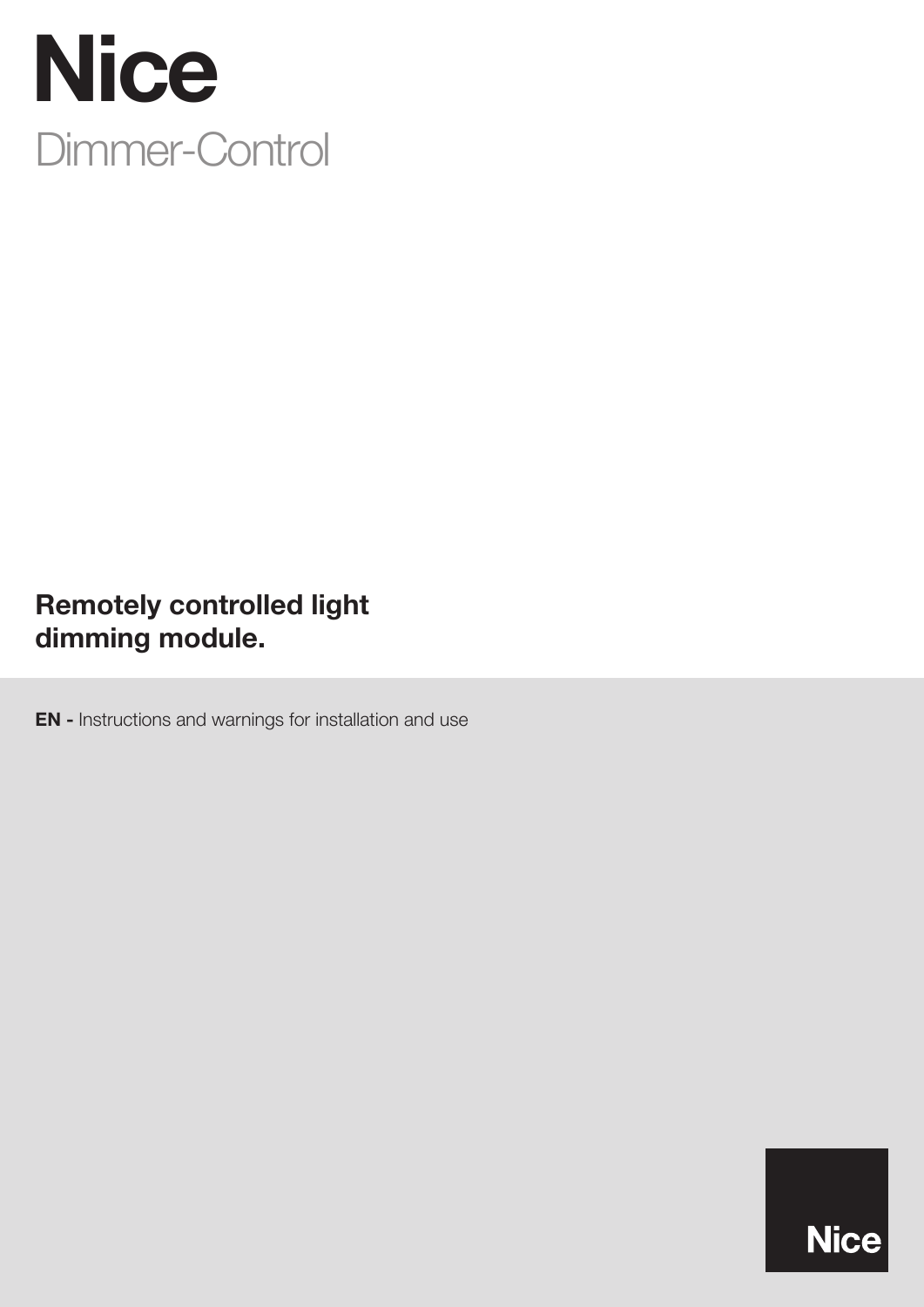# Nice

## Dimmer-Control

**Remotely controlled light dimming module.**

**EN -** Instructions and warnings for installation and use

Nice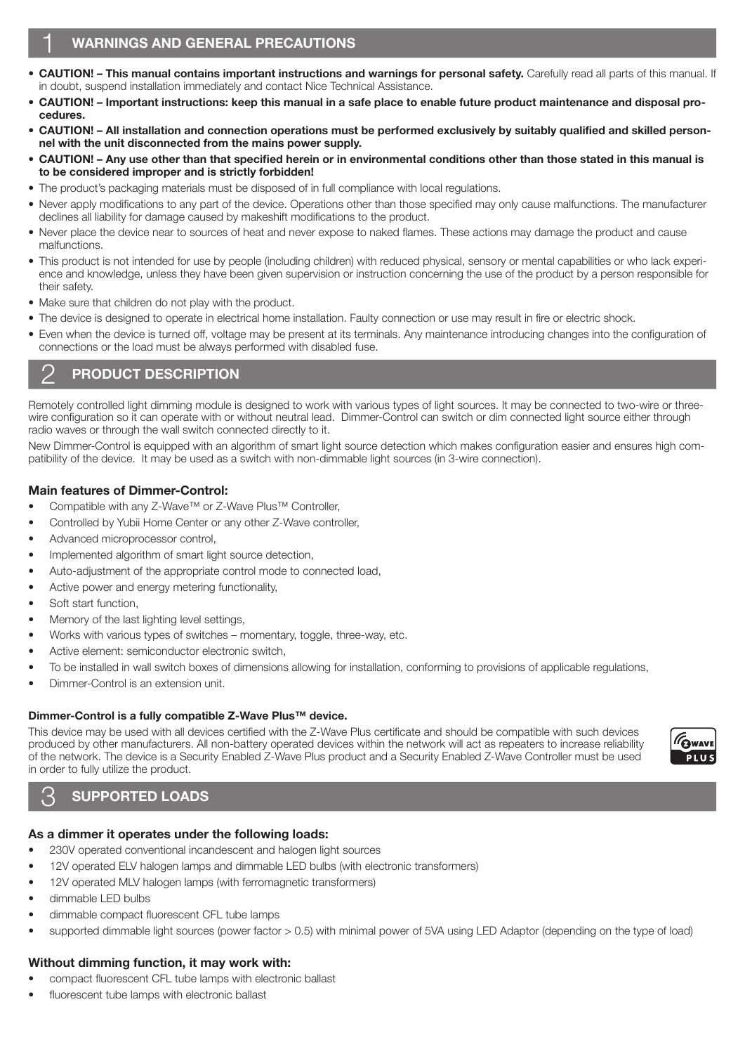## 1 WARNINGS AND GENERAL PRECAUTIONS

- **CAUTION! – This manual contains important instructions and warnings for personal safety.** Carefully read all parts of this manual. If in doubt, suspend installation immediately and contact Nice Technical Assistance.
- **CAUTION! – Important instructions: keep this manual in a safe place to enable future product maintenance and disposal procedures.**
- **CAUTION! – All installation and connection operations must be performed exclusively by suitably qualified and skilled personnel with the unit disconnected from the mains power supply.**
- **CAUTION! – Any use other than that specified herein or in environmental conditions other than those stated in this manual is to be considered improper and is strictly forbidden!**
- The product's packaging materials must be disposed of in full compliance with local regulations.
- Never apply modifications to any part of the device. Operations other than those specified may only cause malfunctions. The manufacturer declines all liability for damage caused by makeshift modifications to the product.
- Never place the device near to sources of heat and never expose to naked flames. These actions may damage the product and cause malfunctions.
- This product is not intended for use by people (including children) with reduced physical, sensory or mental capabilities or who lack experience and knowledge, unless they have been given supervision or instruction concerning the use of the product by a person responsible for their safety.
- Make sure that children do not play with the product.
- The device is designed to operate in electrical home installation. Faulty connection or use may result in fire or electric shock.
- Even when the device is turned off, voltage may be present at its terminals. Any maintenance introducing changes into the configuration of connections or the load must be always performed with disabled fuse.

## 2 PRODUCT DESCRIPTION

Remotely controlled light dimming module is designed to work with various types of light sources. It may be connected to two-wire or three-wire configuration so it can operate with or without neutral lead. Dimmer-Control can switch or dim connected light source either through radio waves or through the wall switch connected directly to it.

New Dimmer-Control is equipped with an algorithm of smart light source detection which makes configuration easier and ensures high compatibility of the device. It may be used as a switch with non-dimmable light sources (in 3-wire connection).

### Main features of Dimmer-Control:

- Compatible with any Z-Wave™ or Z-Wave Plus™ Controller,
- Controlled by Yubii Home Center or any other Z-Wave controller,
- Advanced microprocessor control,
- Implemented algorithm of smart light source detection,
- Auto-adjustment of the appropriate control mode to connected load,
- Active power and energy metering functionality,
- Soft start function,
- Memory of the last lighting level settings,
- Works with various types of switches – momentary, toggle, three-way, etc.
- Active element: semiconductor electronic switch,
- To be installed in wall switch boxes of dimensions allowing for installation, conforming to provisions of applicable regulations,
- Dimmer-Control is an extension unit.

#### Dimmer-Control is a fully compatible Z-Wave Plus™ device.

This device may be used with all devices certified with the Z-Wave Plus certificate and should be compatible with such devices produced by other manufacturers. All non-battery operated devices within the network will act as repeaters to increase reliability of the network. The device is a Security Enabled Z-Wave Plus product and a Security Enabled Z-Wave Controller must be used in order to fully utilize the product.

## 3 SUPPORTED LOADS

### As a dimmer it operates under the following loads:

- 230V operated conventional incandescent and halogen light sources
- 12V operated ELV halogen lamps and dimmable LED bulbs (with electronic transformers)
- 12V operated MLV halogen lamps (with ferromagnetic transformers)
- dimmable LED bulbs
- dimmable compact fluorescent CFL tube lamps
- supported dimmable light sources (power factor > 0.5) with minimal power of 5VA using LED Adaptor (depending on the type of load)

### Without dimming function, it may work with:

- compact fluorescent CFL tube lamps with electronic ballast
- fluorescent tube lamps with electronic ballast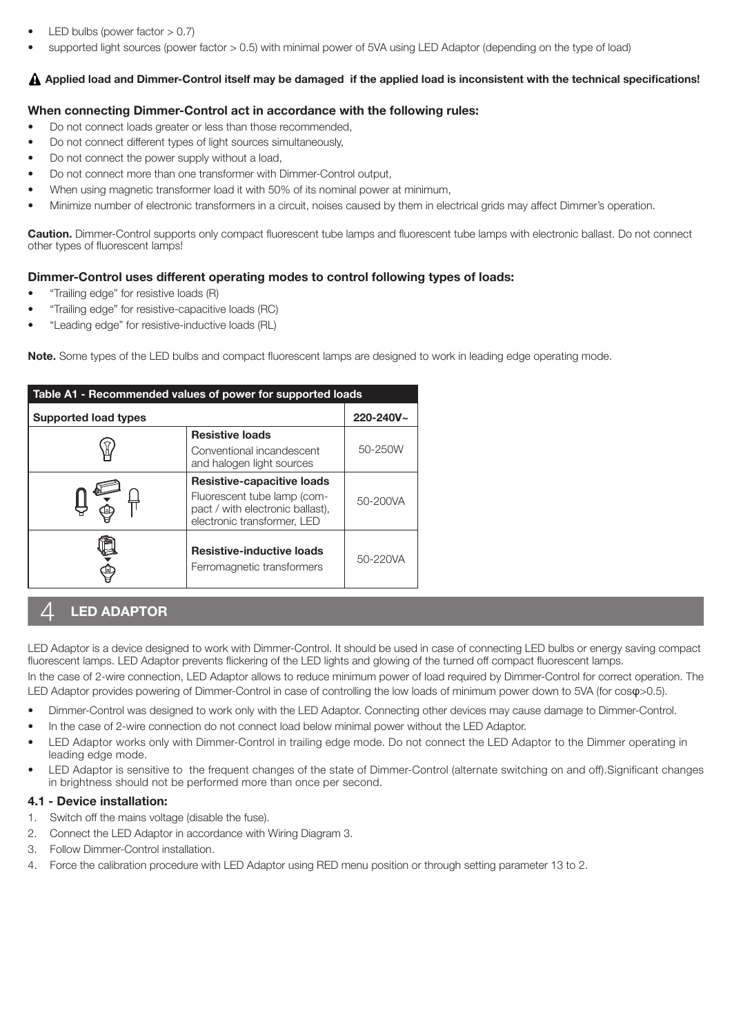- LED bulbs (power factor > 0.7)
- supported light sources (power factor > 0.5) with minimal power of 5VA using LED Adaptor (depending on the type of load)

**⚠ Applied load and Dimmer-Control itself may be damaged if the applied load is inconsistent with the technical specifications!**

### When connecting Dimmer-Control act in accordance with the following rules:

- Do not connect loads greater or less than those recommended,
- Do not connect different types of light sources simultaneously,
- Do not connect the power supply without a load,
- Do not connect more than one transformer with Dimmer-Control output,
- When using magnetic transformer load it with 50% of its nominal power at minimum,
- Minimize number of electronic transformers in a circuit, noises caused by them in electrical grids may affect Dimmer's operation.

**Caution.** Dimmer-Control supports only compact fluorescent tube lamps and fluorescent tube lamps with electronic ballast. Do not connect other types of fluorescent lamps!

### Dimmer-Control uses different operating modes to control following types of loads:

- "Trailing edge" for resistive loads (R)
- "Trailing edge" for resistive-capacitive loads (RC)
- "Leading edge" for resistive-inductive loads (RL)

**Note.** Some types of the LED bulbs and compact fluorescent lamps are designed to work in leading edge operating mode.

**Table A1 - Recommended values of power for supported loads**

| Supported load types | | 220-240V~ |
|---|---|---|
| | **Resistive loads** Conventional incandescent and halogen light sources | 50-250W |
| | **Resistive-capacitive loads** Fluorescent tube lamp (compact / with electronic ballast), electronic transformer, LED | 50-200VA |
| | **Resistive-inductive loads** Ferromagnetic transformers | 50-220VA |

## 4 LED ADAPTOR

LED Adaptor is a device designed to work with Dimmer-Control. It should be used in case of connecting LED bulbs or energy saving compact fluorescent lamps. LED Adaptor prevents flickering of the LED lights and glowing of the turned off compact fluorescent lamps.

In the case of 2-wire connection, LED Adaptor allows to reduce minimum power of load required by Dimmer-Control for correct operation. The LED Adaptor provides powering of Dimmer-Control in case of controlling the low loads of minimum power down to 5VA (for $\cos\varphi > 0.5$).

- Dimmer-Control was designed to work only with the LED Adaptor. Connecting other devices may cause damage to Dimmer-Control.
- In the case of 2-wire connection do not connect load below minimal power without the LED Adaptor.
- LED Adaptor works only with Dimmer-Control in trailing edge mode. Do not connect the LED Adaptor to the Dimmer operating in leading edge mode.
- LED Adaptor is sensitive to the frequent changes of the state of Dimmer-Control (alternate switching on and off).Significant changes in brightness should not be performed more than once per second.

### 4.1 - Device installation:

1. Switch off the mains voltage (disable the fuse).
2. Connect the LED Adaptor in accordance with Wiring Diagram 3.
3. Follow Dimmer-Control installation.
4. Force the calibration procedure with LED Adaptor using RED menu position or through setting parameter 13 to 2.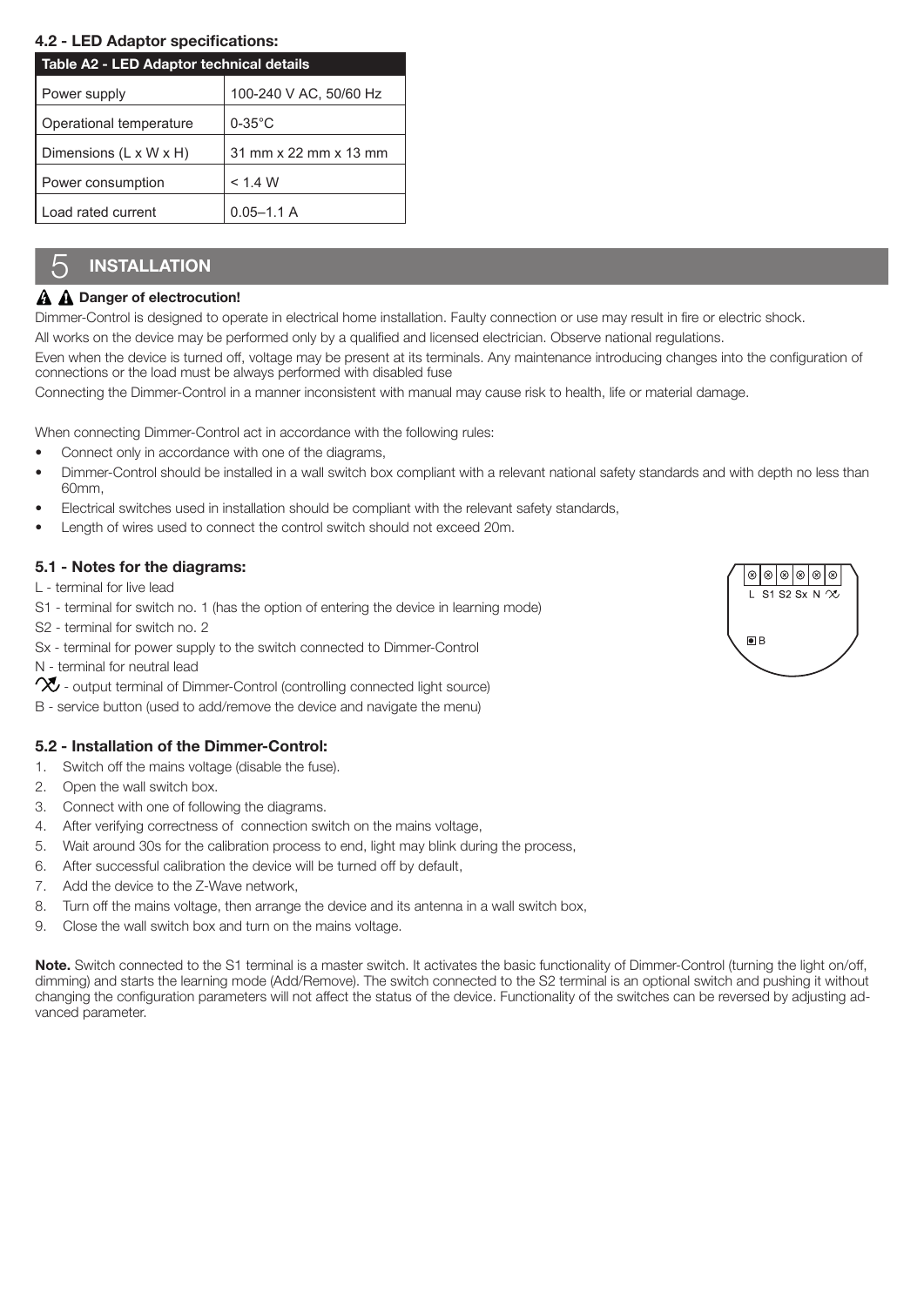### 4.2 - LED Adaptor specifications:

| Table A2 - LED Adaptor technical details | |
|---|---|
| Power supply | 100-240 V AC, 50/60 Hz |
| Operational temperature | 0-35°C |
| Dimensions (L x W x H) | 31 mm x 22 mm x 13 mm |
| Power consumption | < 1.4 W |
| Load rated current | 0.05–1.1 A |

## 5 INSTALLATION

**Danger of electrocution!**

Dimmer-Control is designed to operate in electrical home installation. Faulty connection or use may result in fire or electric shock.

All works on the device may be performed only by a qualified and licensed electrician. Observe national regulations.

Even when the device is turned off, voltage may be present at its terminals. Any maintenance introducing changes into the configuration of connections or the load must be always performed with disabled fuse

Connecting the Dimmer-Control in a manner inconsistent with manual may cause risk to health, life or material damage.

When connecting Dimmer-Control act in accordance with the following rules:

- Connect only in accordance with one of the diagrams,
- Dimmer-Control should be installed in a wall switch box compliant with a relevant national safety standards and with depth no less than 60mm,
- Electrical switches used in installation should be compliant with the relevant safety standards,
- Length of wires used to connect the control switch should not exceed 20m.

### 5.1 - Notes for the diagrams:

L - terminal for live lead

S1 - terminal for switch no. 1 (has the option of entering the device in learning mode)

S2 - terminal for switch no. 2

Sx - terminal for power supply to the switch connected to Dimmer-Control

N - terminal for neutral lead

⏦ - output terminal of Dimmer-Control (controlling connected light source)

B - service button (used to add/remove the device and navigate the menu)

L S1 S2 Sx N ⏦

B

### 5.2 - Installation of the Dimmer-Control:

1. Switch off the mains voltage (disable the fuse).
2. Open the wall switch box.
3. Connect with one of following the diagrams.
4. After verifying correctness of connection switch on the mains voltage,
5. Wait around 30s for the calibration process to end, light may blink during the process,
6. After successful calibration the device will be turned off by default,
7. Add the device to the Z-Wave network,
8. Turn off the mains voltage, then arrange the device and its antenna in a wall switch box,
9. Close the wall switch box and turn on the mains voltage.

**Note.** Switch connected to the S1 terminal is a master switch. It activates the basic functionality of Dimmer-Control (turning the light on/off, dimming) and starts the learning mode (Add/Remove). The switch connected to the S2 terminal is an optional switch and pushing it without changing the configuration parameters will not affect the status of the device. Functionality of the switches can be reversed by adjusting advanced parameter.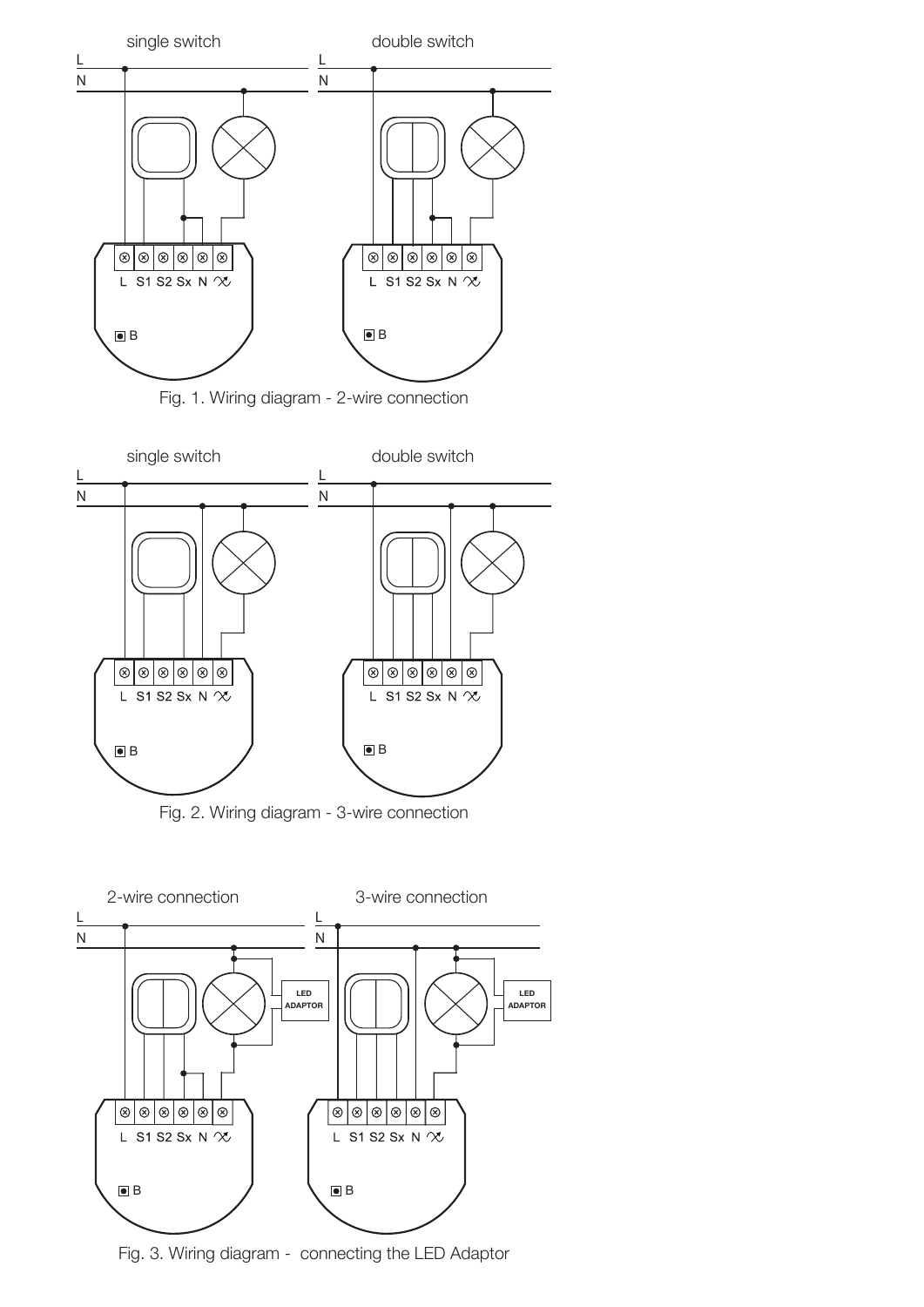single switch

double switch

Fig. 1. Wiring diagram - 2-wire connection

single switch

double switch

Fig. 2. Wiring diagram - 3-wire connection

2-wire connection

3-wire connection

Fig. 3. Wiring diagram - connecting the LED Adaptor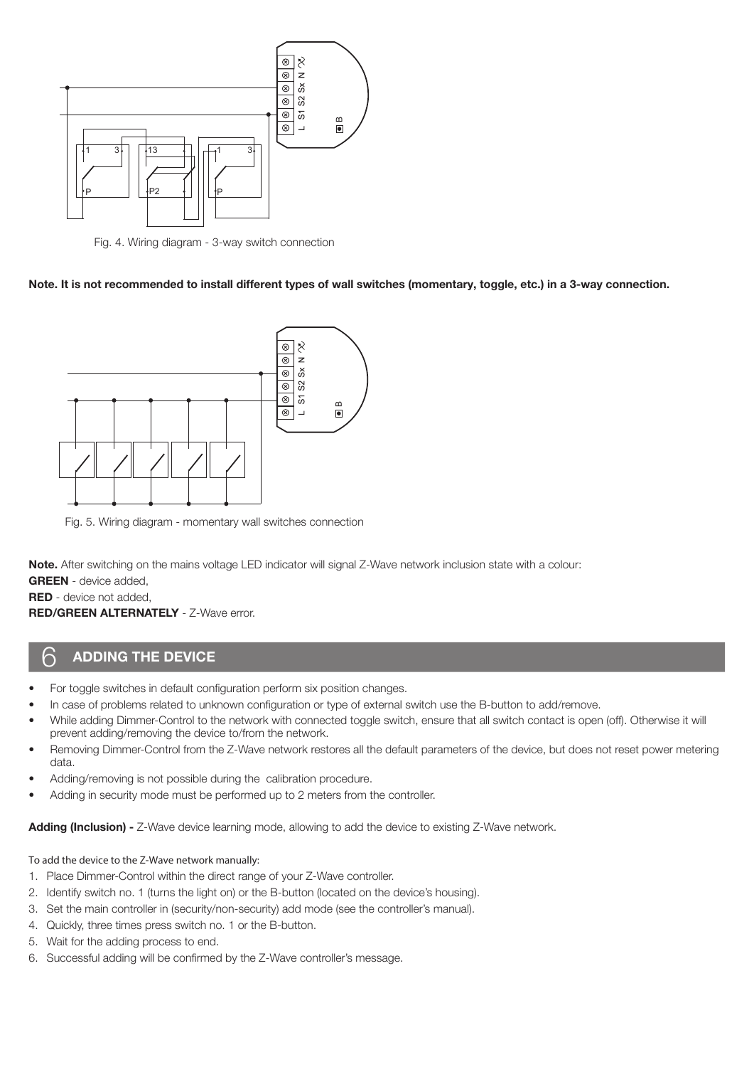Fig. 4. Wiring diagram - 3-way switch connection

**Note. It is not recommended to install different types of wall switches (momentary, toggle, etc.) in a 3-way connection.**

Fig. 5. Wiring diagram - momentary wall switches connection

**Note.** After switching on the mains voltage LED indicator will signal Z-Wave network inclusion state with a colour:

**GREEN** - device added,

**RED** - device not added,

**RED/GREEN ALTERNATELY** - Z-Wave error.

## 6 ADDING THE DEVICE

- For toggle switches in default configuration perform six position changes.
- In case of problems related to unknown configuration or type of external switch use the B-button to add/remove.
- While adding Dimmer-Control to the network with connected toggle switch, ensure that all switch contact is open (off). Otherwise it will prevent adding/removing the device to/from the network.
- Removing Dimmer-Control from the Z-Wave network restores all the default parameters of the device, but does not reset power metering data.
- Adding/removing is not possible during the calibration procedure.
- Adding in security mode must be performed up to 2 meters from the controller.

**Adding (Inclusion) -** Z-Wave device learning mode, allowing to add the device to existing Z-Wave network.

To add the device to the Z-Wave network manually:

1. Place Dimmer-Control within the direct range of your Z-Wave controller.
2. Identify switch no. 1 (turns the light on) or the B-button (located on the device's housing).
3. Set the main controller in (security/non-security) add mode (see the controller's manual).
4. Quickly, three times press switch no. 1 or the B-button.
5. Wait for the adding process to end.
6. Successful adding will be confirmed by the Z-Wave controller's message.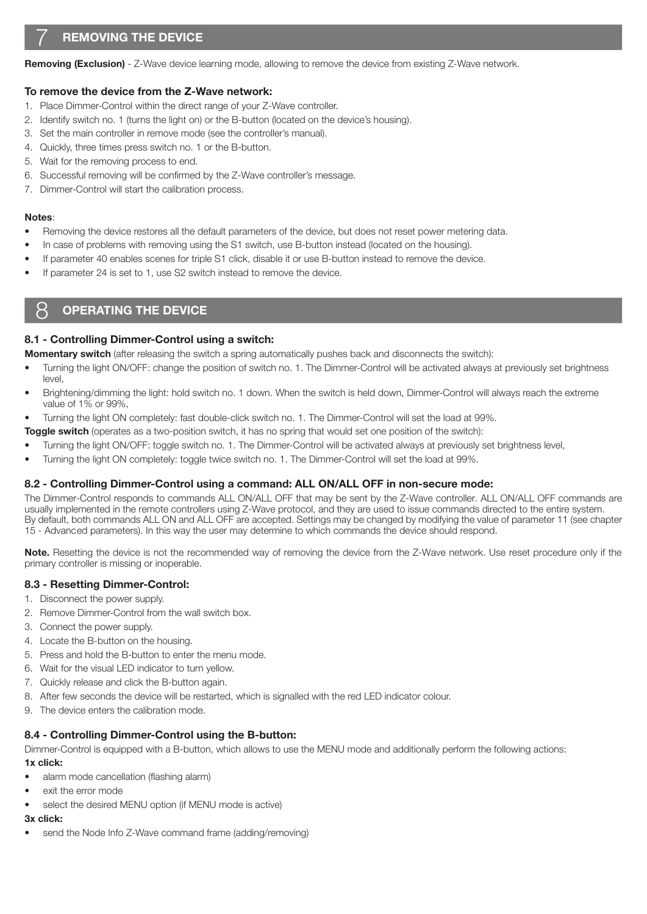## 7 REMOVING THE DEVICE

**Removing (Exclusion)** - Z-Wave device learning mode, allowing to remove the device from existing Z-Wave network.

**To remove the device from the Z-Wave network:**

1. Place Dimmer-Control within the direct range of your Z-Wave controller.
2. Identify switch no. 1 (turns the light on) or the B-button (located on the device's housing).
3. Set the main controller in remove mode (see the controller's manual).
4. Quickly, three times press switch no. 1 or the B-button.
5. Wait for the removing process to end.
6. Successful removing will be confirmed by the Z-Wave controller's message.
7. Dimmer-Control will start the calibration process.

**Notes**:

- Removing the device restores all the default parameters of the device, but does not reset power metering data.
- In case of problems with removing using the S1 switch, use B-button instead (located on the housing).
- If parameter 40 enables scenes for triple S1 click, disable it or use B-button instead to remove the device.
- If parameter 24 is set to 1, use S2 switch instead to remove the device.

## 8 OPERATING THE DEVICE

### 8.1 - Controlling Dimmer-Control using a switch:

**Momentary switch** (after releasing the switch a spring automatically pushes back and disconnects the switch):

- Turning the light ON/OFF: change the position of switch no. 1. The Dimmer-Control will be activated always at previously set brightness level,
- Brightening/dimming the light: hold switch no. 1 down. When the switch is held down, Dimmer-Control will always reach the extreme value of 1% or 99%,
- Turning the light ON completely: fast double-click switch no. 1. The Dimmer-Control will set the load at 99%.

**Toggle switch** (operates as a two-position switch, it has no spring that would set one position of the switch):

- Turning the light ON/OFF: toggle switch no. 1. The Dimmer-Control will be activated always at previously set brightness level,
- Turning the light ON completely: toggle twice switch no. 1. The Dimmer-Control will set the load at 99%.

### 8.2 - Controlling Dimmer-Control using a command: ALL ON/ALL OFF in non-secure mode:

The Dimmer-Control responds to commands ALL ON/ALL OFF that may be sent by the Z-Wave controller. ALL ON/ALL OFF commands are usually implemented in the remote controllers using Z-Wave protocol, and they are used to issue commands directed to the entire system. By default, both commands ALL ON and ALL OFF are accepted. Settings may be changed by modifying the value of parameter 11 (see chapter 15 - Advanced parameters). In this way the user may determine to which commands the device should respond.

**Note.** Resetting the device is not the recommended way of removing the device from the Z-Wave network. Use reset procedure only if the primary controller is missing or inoperable.

### 8.3 - Resetting Dimmer-Control:

1. Disconnect the power supply.
2. Remove Dimmer-Control from the wall switch box.
3. Connect the power supply.
4. Locate the B-button on the housing.
5. Press and hold the B-button to enter the menu mode.
6. Wait for the visual LED indicator to turn yellow.
7. Quickly release and click the B-button again.
8. After few seconds the device will be restarted, which is signalled with the red LED indicator colour.
9. The device enters the calibration mode.

### 8.4 - Controlling Dimmer-Control using the B-button:

Dimmer-Control is equipped with a B-button, which allows to use the MENU mode and additionally perform the following actions:

**1x click:**

- alarm mode cancellation (flashing alarm)
- exit the error mode
- select the desired MENU option (if MENU mode is active)

**3x click:**

- send the Node Info Z-Wave command frame (adding/removing)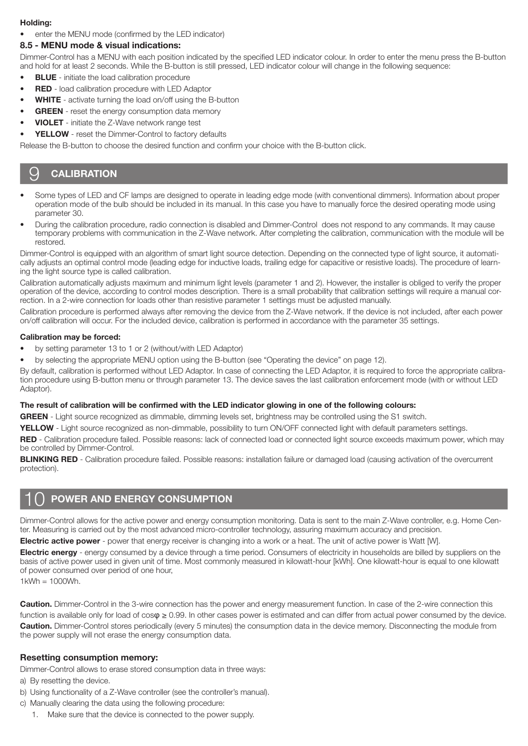**Holding:**

- enter the MENU mode (confirmed by the LED indicator)

### 8.5 - MENU mode & visual indications:

Dimmer-Control has a MENU with each position indicated by the specified LED indicator colour. In order to enter the menu press the B-button and hold for at least 2 seconds. While the B-button is still pressed, LED indicator colour will change in the following sequence:

- **BLUE** - initiate the load calibration procedure
- **RED** - load calibration procedure with LED Adaptor
- **WHITE** - activate turning the load on/off using the B-button
- **GREEN** - reset the energy consumption data memory
- **VIOLET** - initiate the Z-Wave network range test
- **YELLOW** - reset the Dimmer-Control to factory defaults

Release the B-button to choose the desired function and confirm your choice with the B-button click.

## 9 CALIBRATION

- Some types of LED and CF lamps are designed to operate in leading edge mode (with conventional dimmers). Information about proper operation mode of the bulb should be included in its manual. In this case you have to manually force the desired operating mode using parameter 30.
- During the calibration procedure, radio connection is disabled and Dimmer-Control does not respond to any commands. It may cause temporary problems with communication in the Z-Wave network. After completing the calibration, communication with the module will be restored.

Dimmer-Control is equipped with an algorithm of smart light source detection. Depending on the connected type of light source, it automatically adjusts an optimal control mode (leading edge for inductive loads, trailing edge for capacitive or resistive loads). The procedure of learning the light source type is called calibration.

Calibration automatically adjusts maximum and minimum light levels (parameter 1 and 2). However, the installer is obliged to verify the proper operation of the device, according to control modes description. There is a small probability that calibration settings will require a manual correction. In a 2-wire connection for loads other than resistive parameter 1 settings must be adjusted manually.

Calibration procedure is performed always after removing the device from the Z-Wave network. If the device is not included, after each power on/off calibration will occur. For the included device, calibration is performed in accordance with the parameter 35 settings.

**Calibration may be forced:**

- by setting parameter 13 to 1 or 2 (without/with LED Adaptor)
- by selecting the appropriate MENU option using the B-button (see "Operating the device" on page 12).

By default, calibration is performed without LED Adaptor. In case of connecting the LED Adaptor, it is required to force the appropriate calibration procedure using B-button menu or through parameter 13. The device saves the last calibration enforcement mode (with or without LED Adaptor).

**The result of calibration will be confirmed with the LED indicator glowing in one of the following colours:**

**GREEN** - Light source recognized as dimmable, dimming levels set, brightness may be controlled using the S1 switch.

**YELLOW** - Light source recognized as non-dimmable, possibility to turn ON/OFF connected light with default parameters settings.

**RED** - Calibration procedure failed. Possible reasons: lack of connected load or connected light source exceeds maximum power, which may be controlled by Dimmer-Control.

**BLINKING RED** - Calibration procedure failed. Possible reasons: installation failure or damaged load (causing activation of the overcurrent protection).

## 10 POWER AND ENERGY CONSUMPTION

Dimmer-Control allows for the active power and energy consumption monitoring. Data is sent to the main Z-Wave controller, e.g. Home Center. Measuring is carried out by the most advanced micro-controller technology, assuring maximum accuracy and precision.

**Electric active power** - power that energy receiver is changing into a work or a heat. The unit of active power is Watt [W].

**Electric energy** - energy consumed by a device through a time period. Consumers of electricity in households are billed by suppliers on the basis of active power used in given unit of time. Most commonly measured in kilowatt-hour [kWh]. One kilowatt-hour is equal to one kilowatt of power consumed over period of one hour,

1kWh = 1000Wh.

**Caution.** Dimmer-Control in the 3-wire connection has the power and energy measurement function. In case of the 2-wire connection this function is available only for load of $\cos\varphi \geq 0.99$. In other cases power is estimated and can differ from actual power consumed by the device.

**Caution.** Dimmer-Control stores periodically (every 5 minutes) the consumption data in the device memory. Disconnecting the module from the power supply will not erase the energy consumption data.

### Resetting consumption memory:

Dimmer-Control allows to erase stored consumption data in three ways:

a) By resetting the device.

b) Using functionality of a Z-Wave controller (see the controller's manual).

c) Manually clearing the data using the following procedure:

1. Make sure that the device is connected to the power supply.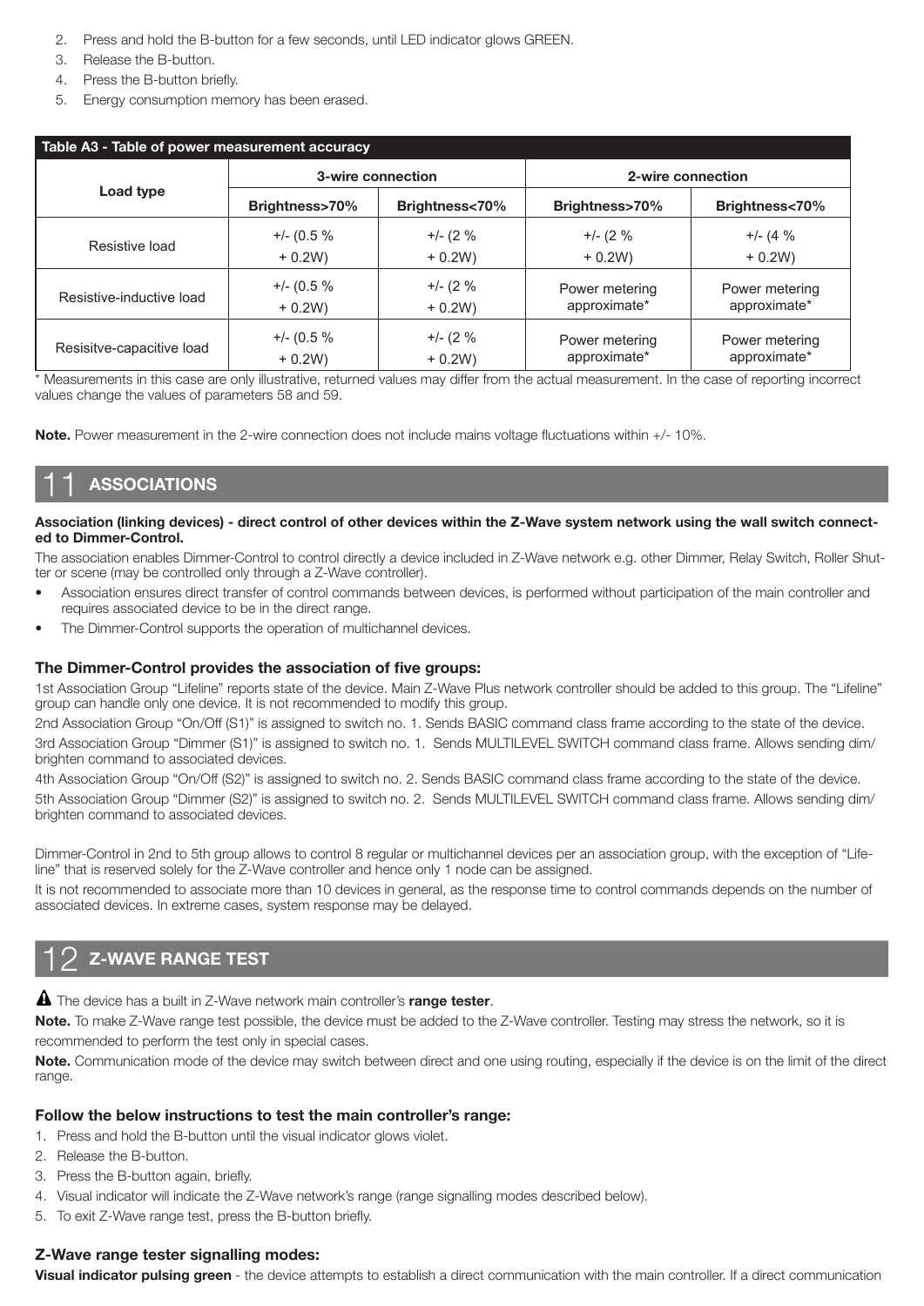2. Press and hold the B-button for a few seconds, until LED indicator glows GREEN.
3. Release the B-button.
4. Press the B-button briefly.
5. Energy consumption memory has been erased.

**Table A3 - Table of power measurement accuracy**

| Load type | 3-wire connection | | 2-wire connection | |
|---|---|---|---|---|
| | Brightness>70% | Brightness<70% | Brightness>70% | Brightness<70% |
| Resistive load | +/- (0.5 % + 0.2W) | +/- (2 % + 0.2W) | +/- (2 % + 0.2W) | +/- (4 % + 0.2W) |
| Resistive-inductive load | +/- (0.5 % + 0.2W) | +/- (2 % + 0.2W) | Power metering approximate* | Power metering approximate* |
| Resisitve-capacitive load | +/- (0.5 % + 0.2W) | +/- (2 % + 0.2W) | Power metering approximate* | Power metering approximate* |

\* Measurements in this case are only illustrative, returned values may differ from the actual measurement. In the case of reporting incorrect values change the values of parameters 58 and 59.

**Note.** Power measurement in the 2-wire connection does not include mains voltage fluctuations within +/- 10%.

## 11 ASSOCIATIONS

**Association (linking devices) - direct control of other devices within the Z-Wave system network using the wall switch connected to Dimmer-Control.**

The association enables Dimmer-Control to control directly a device included in Z-Wave network e.g. other Dimmer, Relay Switch, Roller Shutter or scene (may be controlled only through a Z-Wave controller).

- Association ensures direct transfer of control commands between devices, is performed without participation of the main controller and requires associated device to be in the direct range.
- The Dimmer-Control supports the operation of multichannel devices.

### The Dimmer-Control provides the association of five groups:

1st Association Group "Lifeline" reports state of the device. Main Z-Wave Plus network controller should be added to this group. The "Lifeline" group can handle only one device. It is not recommended to modify this group.

2nd Association Group "On/Off (S1)" is assigned to switch no. 1. Sends BASIC command class frame according to the state of the device.

3rd Association Group "Dimmer (S1)" is assigned to switch no. 1. Sends MULTILEVEL SWITCH command class frame. Allows sending dim/brighten command to associated devices.

4th Association Group "On/Off (S2)" is assigned to switch no. 2. Sends BASIC command class frame according to the state of the device.

5th Association Group "Dimmer (S2)" is assigned to switch no. 2. Sends MULTILEVEL SWITCH command class frame. Allows sending dim/brighten command to associated devices.

Dimmer-Control in 2nd to 5th group allows to control 8 regular or multichannel devices per an association group, with the exception of "Lifeline" that is reserved solely for the Z-Wave controller and hence only 1 node can be assigned.

It is not recommended to associate more than 10 devices in general, as the response time to control commands depends on the number of associated devices. In extreme cases, system response may be delayed.

## 12 Z-WAVE RANGE TEST

The device has a built in Z-Wave network main controller's **range tester**.

**Note.** To make Z-Wave range test possible, the device must be added to the Z-Wave controller. Testing may stress the network, so it is recommended to perform the test only in special cases.

**Note.** Communication mode of the device may switch between direct and one using routing, especially if the device is on the limit of the direct range.

### Follow the below instructions to test the main controller's range:

1. Press and hold the B-button until the visual indicator glows violet.
2. Release the B-button.
3. Press the B-button again, briefly.
4. Visual indicator will indicate the Z-Wave network's range (range signalling modes described below).
5. To exit Z-Wave range test, press the B-button briefly.

### Z-Wave range tester signalling modes:

**Visual indicator pulsing green** - the device attempts to establish a direct communication with the main controller. If a direct communication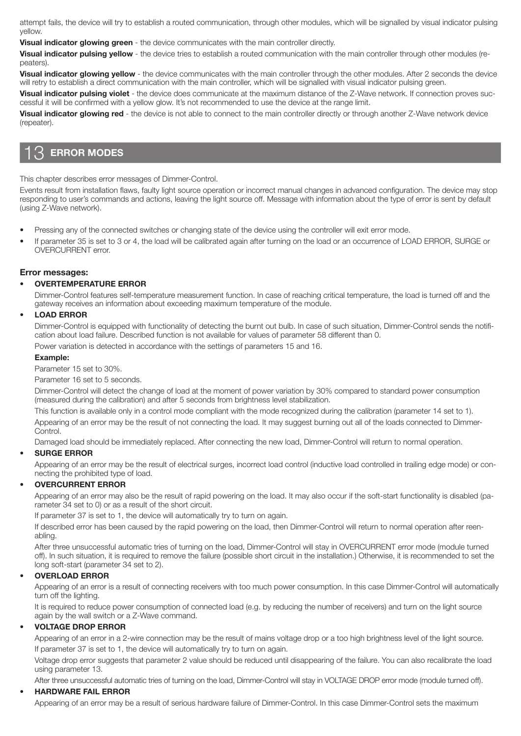attempt fails, the device will try to establish a routed communication, through other modules, which will be signalled by visual indicator pulsing yellow.

**Visual indicator glowing green** - the device communicates with the main controller directly.

**Visual indicator pulsing yellow** - the device tries to establish a routed communication with the main controller through other modules (repeaters).

**Visual indicator glowing yellow** - the device communicates with the main controller through the other modules. After 2 seconds the device will retry to establish a direct communication with the main controller, which will be signalled with visual indicator pulsing green.

**Visual indicator pulsing violet** - the device does communicate at the maximum distance of the Z-Wave network. If connection proves successful it will be confirmed with a yellow glow. It's not recommended to use the device at the range limit.

**Visual indicator glowing red** - the device is not able to connect to the main controller directly or through another Z-Wave network device (repeater).

## 13 ERROR MODES

This chapter describes error messages of Dimmer-Control.

Events result from installation flaws, faulty light source operation or incorrect manual changes in advanced configuration. The device may stop responding to user's commands and actions, leaving the light source off. Message with information about the type of error is sent by default (using Z-Wave network).

- Pressing any of the connected switches or changing state of the device using the controller will exit error mode.
- If parameter 35 is set to 3 or 4, the load will be calibrated again after turning on the load or an occurrence of LOAD ERROR, SURGE or OVERCURRENT error.

### Error messages:

- **OVERTEMPERATURE ERROR**

  Dimmer-Control features self-temperature measurement function. In case of reaching critical temperature, the load is turned off and the gateway receives an information about exceeding maximum temperature of the module.

- **LOAD ERROR**

  Dimmer-Control is equipped with functionality of detecting the burnt out bulb. In case of such situation, Dimmer-Control sends the notification about load failure. Described function is not available for values of parameter 58 different than 0.

  Power variation is detected in accordance with the settings of parameters 15 and 16.

  **Example:**

  Parameter 15 set to 30%.

  Parameter 16 set to 5 seconds.

  Dimmer-Control will detect the change of load at the moment of power variation by 30% compared to standard power consumption (measured during the calibration) and after 5 seconds from brightness level stabilization.

  This function is available only in a control mode compliant with the mode recognized during the calibration (parameter 14 set to 1).

  Appearing of an error may be the result of not connecting the load. It may suggest burning out all of the loads connected to Dimmer-Control.

  Damaged load should be immediately replaced. After connecting the new load, Dimmer-Control will return to normal operation.

- **SURGE ERROR**

  Appearing of an error may be the result of electrical surges, incorrect load control (inductive load controlled in trailing edge mode) or connecting the prohibited type of load.

- **OVERCURRENT ERROR**

  Appearing of an error may also be the result of rapid powering on the load. It may also occur if the soft-start functionality is disabled (parameter 34 set to 0) or as a result of the short circuit.

  If parameter 37 is set to 1, the device will automatically try to turn on again.

  If described error has been caused by the rapid powering on the load, then Dimmer-Control will return to normal operation after reenabling.

  After three unsuccessful automatic tries of turning on the load, Dimmer-Control will stay in OVERCURRENT error mode (module turned off). In such situation, it is required to remove the failure (possible short circuit in the installation.) Otherwise, it is recommended to set the long soft-start (parameter 34 set to 2).

- **OVERLOAD ERROR**

  Appearing of an error is a result of connecting receivers with too much power consumption. In this case Dimmer-Control will automatically turn off the lighting.

  It is required to reduce power consumption of connected load (e.g. by reducing the number of receivers) and turn on the light source again by the wall switch or a Z-Wave command.

- **VOLTAGE DROP ERROR**

  Appearing of an error in a 2-wire connection may be the result of mains voltage drop or a too high brightness level of the light source.

  If parameter 37 is set to 1, the device will automatically try to turn on again.

  Voltage drop error suggests that parameter 2 value should be reduced until disappearing of the failure. You can also recalibrate the load using parameter 13.

  After three unsuccessful automatic tries of turning on the load, Dimmer-Control will stay in VOLTAGE DROP error mode (module turned off).

- **HARDWARE FAIL ERROR**

  Appearing of an error may be a result of serious hardware failure of Dimmer-Control. In this case Dimmer-Control sets the maximum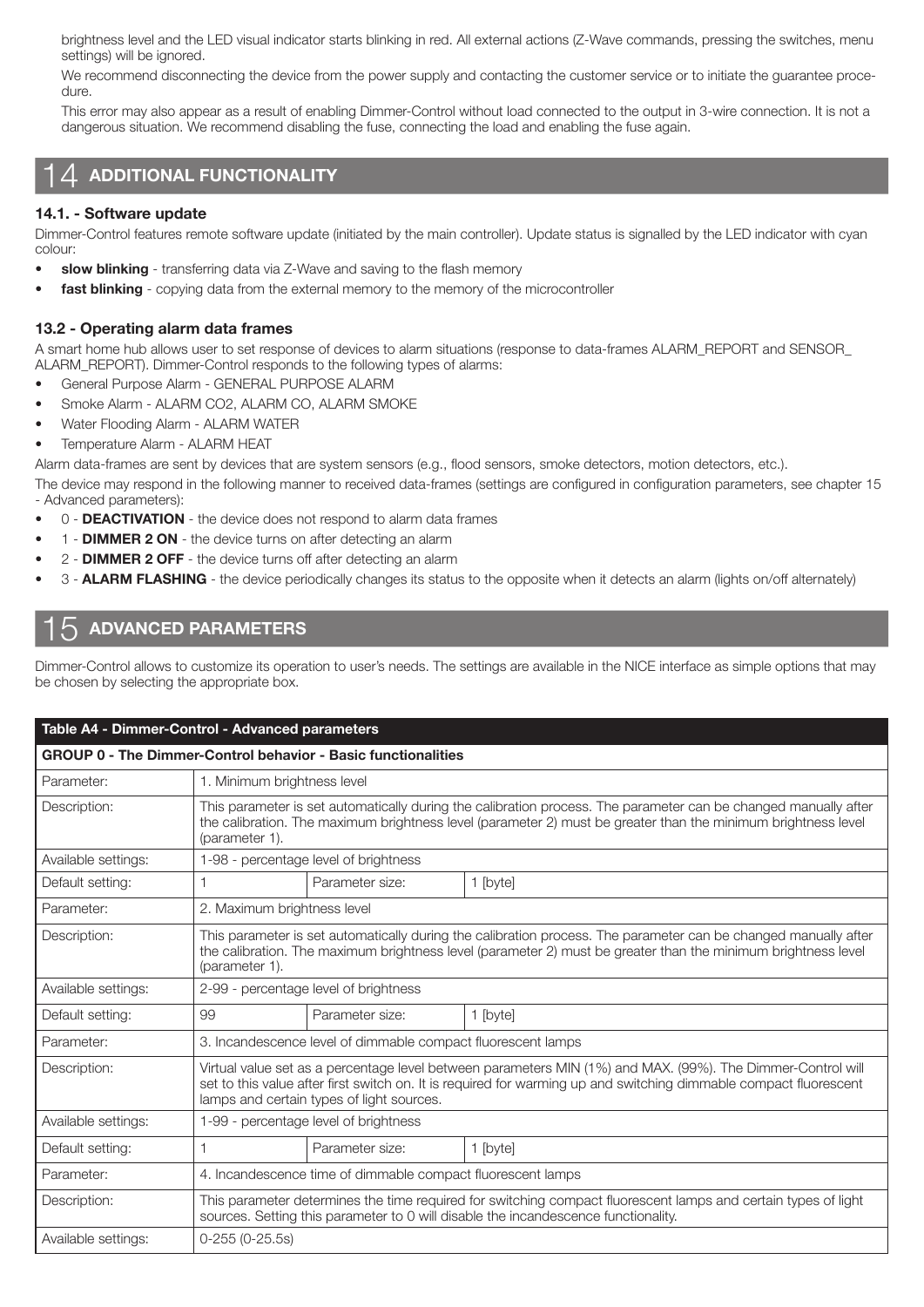brightness level and the LED visual indicator starts blinking in red. All external actions (Z-Wave commands, pressing the switches, menu settings) will be ignored.

We recommend disconnecting the device from the power supply and contacting the customer service or to initiate the guarantee procedure.

This error may also appear as a result of enabling Dimmer-Control without load connected to the output in 3-wire connection. It is not a dangerous situation. We recommend disabling the fuse, connecting the load and enabling the fuse again.

# 14 ADDITIONAL FUNCTIONALITY

### 14.1. - Software update

Dimmer-Control features remote software update (initiated by the main controller). Update status is signalled by the LED indicator with cyan colour:

- **slow blinking** - transferring data via Z-Wave and saving to the flash memory
- **fast blinking** - copying data from the external memory to the memory of the microcontroller

### 13.2 - Operating alarm data frames

A smart home hub allows user to set response of devices to alarm situations (response to data-frames ALARM_REPORT and SENSOR_ALARM_REPORT). Dimmer-Control responds to the following types of alarms:

- General Purpose Alarm - GENERAL PURPOSE ALARM
- Smoke Alarm - ALARM CO2, ALARM CO, ALARM SMOKE
- Water Flooding Alarm - ALARM WATER
- Temperature Alarm - ALARM HEAT

Alarm data-frames are sent by devices that are system sensors (e.g., flood sensors, smoke detectors, motion detectors, etc.).

The device may respond in the following manner to received data-frames (settings are configured in configuration parameters, see chapter 15 - Advanced parameters):

- 0 - **DEACTIVATION** - the device does not respond to alarm data frames
- 1 - **DIMMER 2 ON** - the device turns on after detecting an alarm
- 2 - **DIMMER 2 OFF** - the device turns off after detecting an alarm
- 3 - **ALARM FLASHING** - the device periodically changes its status to the opposite when it detects an alarm (lights on/off alternately)

# 15 ADVANCED PARAMETERS

Dimmer-Control allows to customize its operation to user's needs. The settings are available in the NICE interface as simple options that may be chosen by selecting the appropriate box.

| Table A4 - Dimmer-Control - Advanced parameters | | | |
|---|---|---|---|
| **GROUP 0 - The Dimmer-Control behavior - Basic functionalities** | | | |
| Parameter: | 1. Minimum brightness level | | |
| Description: | This parameter is set automatically during the calibration process. The parameter can be changed manually after the calibration. The maximum brightness level (parameter 2) must be greater than the minimum brightness level (parameter 1). | | |
| Available settings: | 1-98 - percentage level of brightness | | |
| Default setting: | 1 | Parameter size: | 1 [byte] |
| Parameter: | 2. Maximum brightness level | | |
| Description: | This parameter is set automatically during the calibration process. The parameter can be changed manually after the calibration. The maximum brightness level (parameter 2) must be greater than the minimum brightness level (parameter 1). | | |
| Available settings: | 2-99 - percentage level of brightness | | |
| Default setting: | 99 | Parameter size: | 1 [byte] |
| Parameter: | 3. Incandescence level of dimmable compact fluorescent lamps | | |
| Description: | Virtual value set as a percentage level between parameters MIN (1%) and MAX. (99%). The Dimmer-Control will set to this value after first switch on. It is required for warming up and switching dimmable compact fluorescent lamps and certain types of light sources. | | |
| Available settings: | 1-99 - percentage level of brightness | | |
| Default setting: | 1 | Parameter size: | 1 [byte] |
| Parameter: | 4. Incandescence time of dimmable compact fluorescent lamps | | |
| Description: | This parameter determines the time required for switching compact fluorescent lamps and certain types of light sources. Setting this parameter to 0 will disable the incandescence functionality. | | |
| Available settings: | 0-255 (0-25.5s) | | |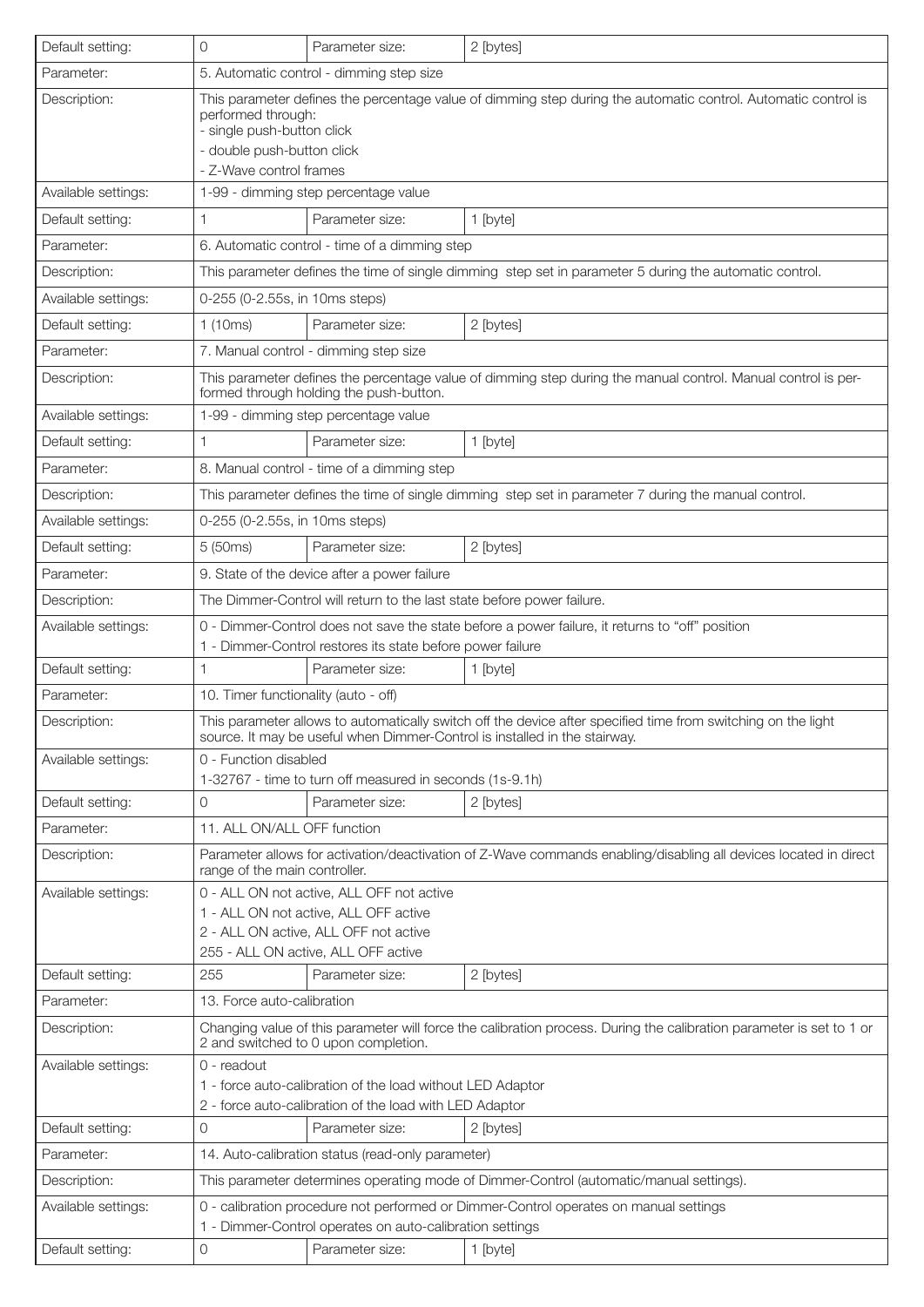| Default setting: | 0 | Parameter size: | 2 [bytes] |
|---|---|---|---|
| Parameter: | 5. Automatic control - dimming step size | | |
| Description: | This parameter defines the percentage value of dimming step during the automatic control. Automatic control is performed through:<br>- single push-button click<br>- double push-button click<br>- Z-Wave control frames | | |
| Available settings: | 1-99 - dimming step percentage value | | |
| Default setting: | 1 | Parameter size: | 1 [byte] |
| Parameter: | 6. Automatic control - time of a dimming step | | |
| Description: | This parameter defines the time of single dimming step set in parameter 5 during the automatic control. | | |
| Available settings: | 0-255 (0-2.55s, in 10ms steps) | | |
| Default setting: | 1 (10ms) | Parameter size: | 2 [bytes] |
| Parameter: | 7. Manual control - dimming step size | | |
| Description: | This parameter defines the percentage value of dimming step during the manual control. Manual control is performed through holding the push-button. | | |
| Available settings: | 1-99 - dimming step percentage value | | |
| Default setting: | 1 | Parameter size: | 1 [byte] |
| Parameter: | 8. Manual control - time of a dimming step | | |
| Description: | This parameter defines the time of single dimming step set in parameter 7 during the manual control. | | |
| Available settings: | 0-255 (0-2.55s, in 10ms steps) | | |
| Default setting: | 5 (50ms) | Parameter size: | 2 [bytes] |
| Parameter: | 9. State of the device after a power failure | | |
| Description: | The Dimmer-Control will return to the last state before power failure. | | |
| Available settings: | 0 - Dimmer-Control does not save the state before a power failure, it returns to "off" position<br>1 - Dimmer-Control restores its state before power failure | | |
| Default setting: | 1 | Parameter size: | 1 [byte] |
| Parameter: | 10. Timer functionality (auto - off) | | |
| Description: | This parameter allows to automatically switch off the device after specified time from switching on the light source. It may be useful when Dimmer-Control is installed in the stairway. | | |
| Available settings: | 0 - Function disabled<br>1-32767 - time to turn off measured in seconds (1s-9.1h) | | |
| Default setting: | 0 | Parameter size: | 2 [bytes] |
| Parameter: | 11. ALL ON/ALL OFF function | | |
| Description: | Parameter allows for activation/deactivation of Z-Wave commands enabling/disabling all devices located in direct range of the main controller. | | |
| Available settings: | 0 - ALL ON not active, ALL OFF not active<br>1 - ALL ON not active, ALL OFF active<br>2 - ALL ON active, ALL OFF not active<br>255 - ALL ON active, ALL OFF active | | |
| Default setting: | 255 | Parameter size: | 2 [bytes] |
| Parameter: | 13. Force auto-calibration | | |
| Description: | Changing value of this parameter will force the calibration process. During the calibration parameter is set to 1 or 2 and switched to 0 upon completion. | | |
| Available settings: | 0 - readout<br>1 - force auto-calibration of the load without LED Adaptor<br>2 - force auto-calibration of the load with LED Adaptor | | |
| Default setting: | 0 | Parameter size: | 2 [bytes] |
| Parameter: | 14. Auto-calibration status (read-only parameter) | | |
| Description: | This parameter determines operating mode of Dimmer-Control (automatic/manual settings). | | |
| Available settings: | 0 - calibration procedure not performed or Dimmer-Control operates on manual settings<br>1 - Dimmer-Control operates on auto-calibration settings | | |
| Default setting: | 0 | Parameter size: | 1 [byte] |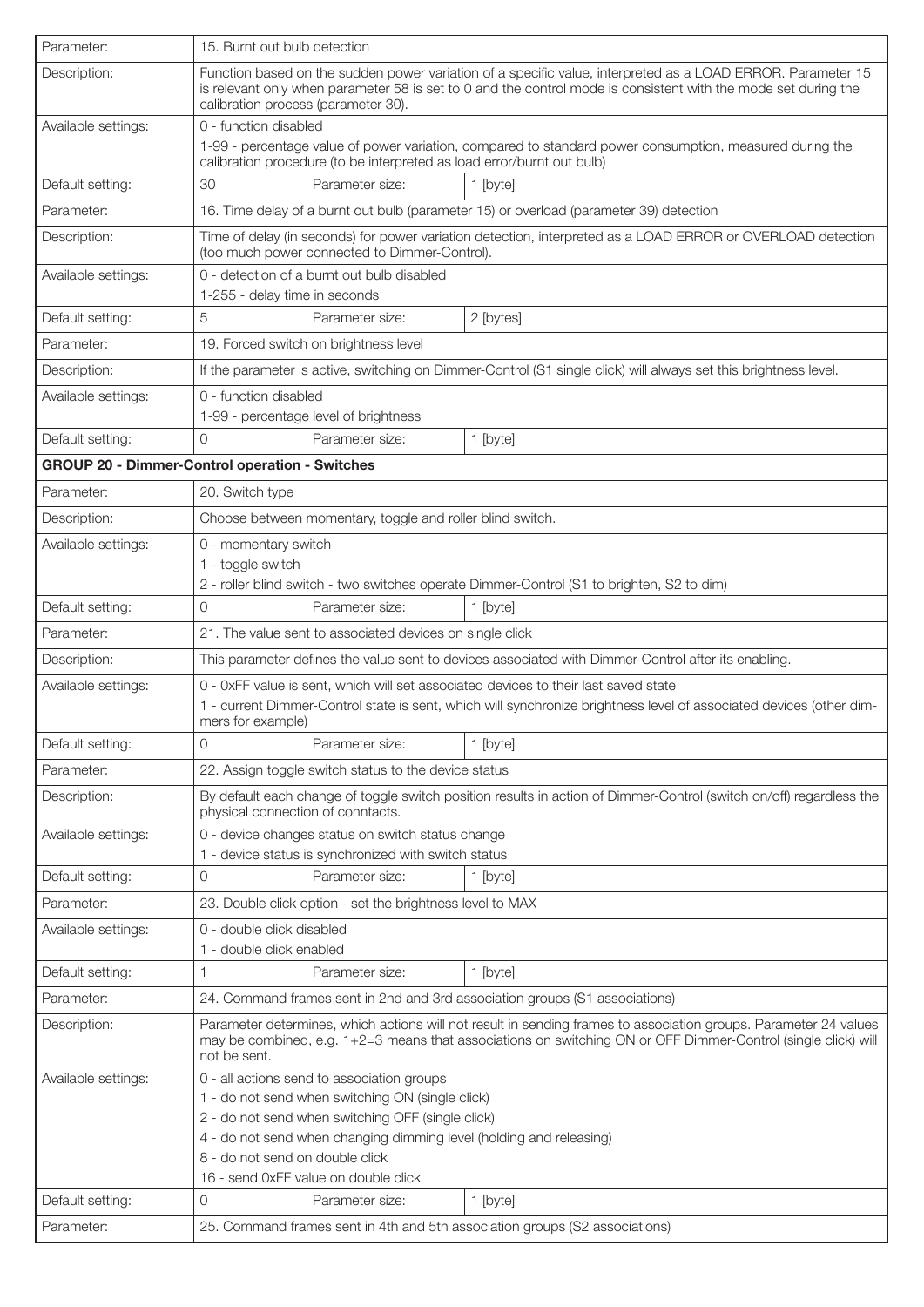| Parameter: | 15. Burnt out bulb detection | | |
|---|---|---|---|
| Description: | Function based on the sudden power variation of a specific value, interpreted as a LOAD ERROR. Parameter 15 is relevant only when parameter 58 is set to 0 and the control mode is consistent with the mode set during the calibration process (parameter 30). | | |
| Available settings: | 0 - function disabled<br>1-99 - percentage value of power variation, compared to standard power consumption, measured during the calibration procedure (to be interpreted as load error/burnt out bulb) | | |
| Default setting: | 30 | Parameter size: | 1 [byte] |
| Parameter: | 16. Time delay of a burnt out bulb (parameter 15) or overload (parameter 39) detection | | |
| Description: | Time of delay (in seconds) for power variation detection, interpreted as a LOAD ERROR or OVERLOAD detection (too much power connected to Dimmer-Control). | | |
| Available settings: | 0 - detection of a burnt out bulb disabled<br>1-255 - delay time in seconds | | |
| Default setting: | 5 | Parameter size: | 2 [bytes] |
| Parameter: | 19. Forced switch on brightness level | | |
| Description: | If the parameter is active, switching on Dimmer-Control (S1 single click) will always set this brightness level. | | |
| Available settings: | 0 - function disabled<br>1-99 - percentage level of brightness | | |
| Default setting: | 0 | Parameter size: | 1 [byte] |
| **GROUP 20 - Dimmer-Control operation - Switches** | | | |
| Parameter: | 20. Switch type | | |
| Description: | Choose between momentary, toggle and roller blind switch. | | |
| Available settings: | 0 - momentary switch<br>1 - toggle switch<br>2 - roller blind switch - two switches operate Dimmer-Control (S1 to brighten, S2 to dim) | | |
| Default setting: | 0 | Parameter size: | 1 [byte] |
| Parameter: | 21. The value sent to associated devices on single click | | |
| Description: | This parameter defines the value sent to devices associated with Dimmer-Control after its enabling. | | |
| Available settings: | 0 - 0xFF value is sent, which will set associated devices to their last saved state<br>1 - current Dimmer-Control state is sent, which will synchronize brightness level of associated devices (other dimmers for example) | | |
| Default setting: | 0 | Parameter size: | 1 [byte] |
| Parameter: | 22. Assign toggle switch status to the device status | | |
| Description: | By default each change of toggle switch position results in action of Dimmer-Control (switch on/off) regardless the physical connection of conntacts. | | |
| Available settings: | 0 - device changes status on switch status change<br>1 - device status is synchronized with switch status | | |
| Default setting: | 0 | Parameter size: | 1 [byte] |
| Parameter: | 23. Double click option - set the brightness level to MAX | | |
| Available settings: | 0 - double click disabled<br>1 - double click enabled | | |
| Default setting: | 1 | Parameter size: | 1 [byte] |
| Parameter: | 24. Command frames sent in 2nd and 3rd association groups (S1 associations) | | |
| Description: | Parameter determines, which actions will not result in sending frames to association groups. Parameter 24 values may be combined, e.g. 1+2=3 means that associations on switching ON or OFF Dimmer-Control (single click) will not be sent. | | |
| Available settings: | 0 - all actions send to association groups<br>1 - do not send when switching ON (single click)<br>2 - do not send when switching OFF (single click)<br>4 - do not send when changing dimming level (holding and releasing)<br>8 - do not send on double click<br>16 - send 0xFF value on double click | | |
| Default setting: | 0 | Parameter size: | 1 [byte] |
| Parameter: | 25. Command frames sent in 4th and 5th association groups (S2 associations) | | |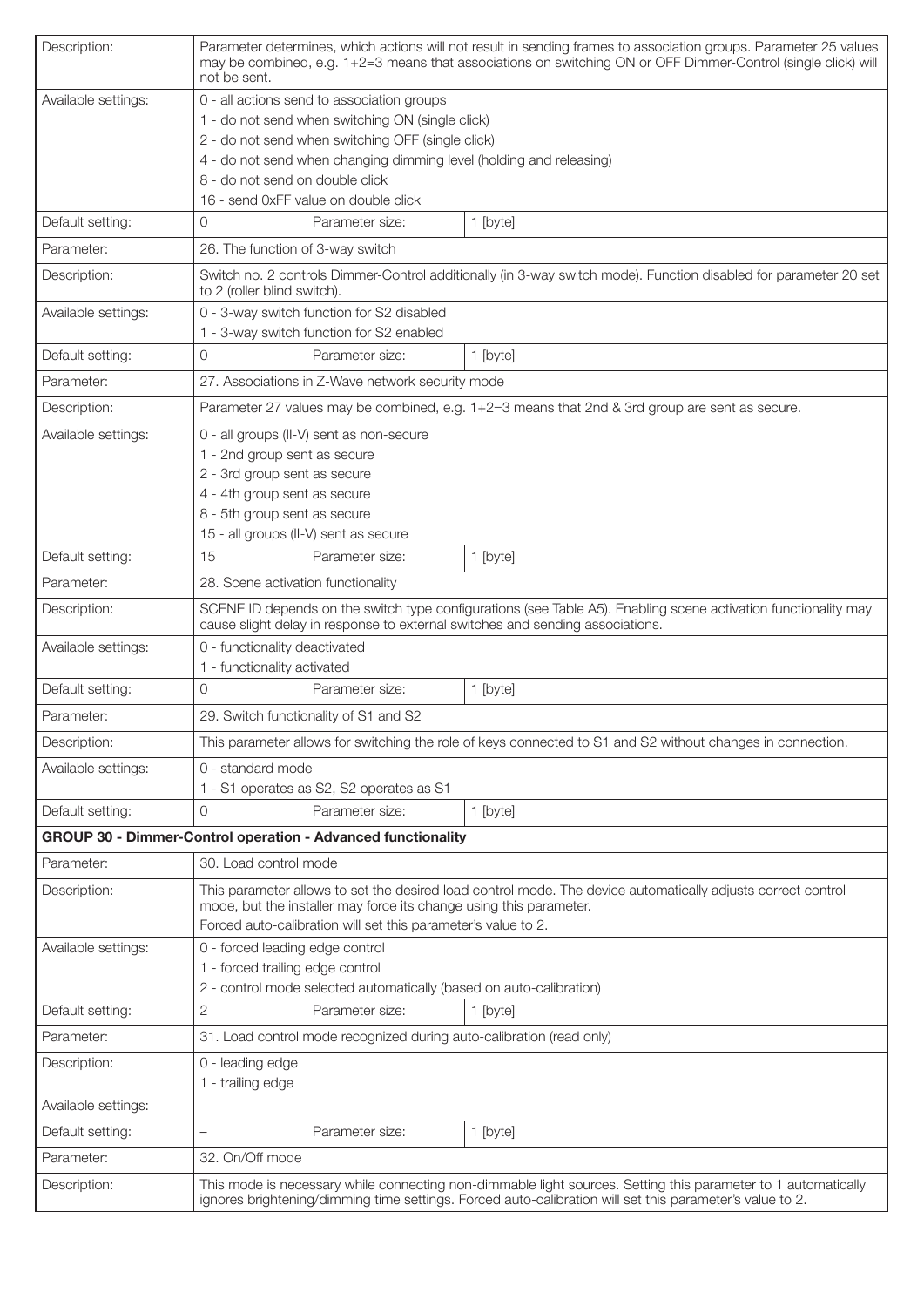| Description: | Parameter determines, which actions will not result in sending frames to association groups. Parameter 25 values may be combined, e.g. 1+2=3 means that associations on switching ON or OFF Dimmer-Control (single click) will not be sent. | | |
|---|---|---|---|
| Available settings: | 0 - all actions send to association groups<br>1 - do not send when switching ON (single click)<br>2 - do not send when switching OFF (single click)<br>4 - do not send when changing dimming level (holding and releasing)<br>8 - do not send on double click<br>16 - send 0xFF value on double click | | |
| Default setting: | 0 | Parameter size: | 1 [byte] |
| Parameter: | 26. The function of 3-way switch | | |
| Description: | Switch no. 2 controls Dimmer-Control additionally (in 3-way switch mode). Function disabled for parameter 20 set to 2 (roller blind switch). | | |
| Available settings: | 0 - 3-way switch function for S2 disabled<br>1 - 3-way switch function for S2 enabled | | |
| Default setting: | 0 | Parameter size: | 1 [byte] |
| Parameter: | 27. Associations in Z-Wave network security mode | | |
| Description: | Parameter 27 values may be combined, e.g. 1+2=3 means that 2nd & 3rd group are sent as secure. | | |
| Available settings: | 0 - all groups (II-V) sent as non-secure<br>1 - 2nd group sent as secure<br>2 - 3rd group sent as secure<br>4 - 4th group sent as secure<br>8 - 5th group sent as secure<br>15 - all groups (II-V) sent as secure | | |
| Default setting: | 15 | Parameter size: | 1 [byte] |
| Parameter: | 28. Scene activation functionality | | |
| Description: | SCENE ID depends on the switch type configurations (see Table A5). Enabling scene activation functionality may cause slight delay in response to external switches and sending associations. | | |
| Available settings: | 0 - functionality deactivated<br>1 - functionality activated | | |
| Default setting: | 0 | Parameter size: | 1 [byte] |
| Parameter: | 29. Switch functionality of S1 and S2 | | |
| Description: | This parameter allows for switching the role of keys connected to S1 and S2 without changes in connection. | | |
| Available settings: | 0 - standard mode<br>1 - S1 operates as S2, S2 operates as S1 | | |
| Default setting: | 0 | Parameter size: | 1 [byte] |
| **GROUP 30 - Dimmer-Control operation - Advanced functionality** | | | |
| Parameter: | 30. Load control mode | | |
| Description: | This parameter allows to set the desired load control mode. The device automatically adjusts correct control mode, but the installer may force its change using this parameter.<br>Forced auto-calibration will set this parameter's value to 2. | | |
| Available settings: | 0 - forced leading edge control<br>1 - forced trailing edge control<br>2 - control mode selected automatically (based on auto-calibration) | | |
| Default setting: | 2 | Parameter size: | 1 [byte] |
| Parameter: | 31. Load control mode recognized during auto-calibration (read only) | | |
| Description: | 0 - leading edge<br>1 - trailing edge | | |
| Available settings: | | | |
| Default setting: | – | Parameter size: | 1 [byte] |
| Parameter: | 32. On/Off mode | | |
| Description: | This mode is necessary while connecting non-dimmable light sources. Setting this parameter to 1 automatically ignores brightening/dimming time settings. Forced auto-calibration will set this parameter's value to 2. | | |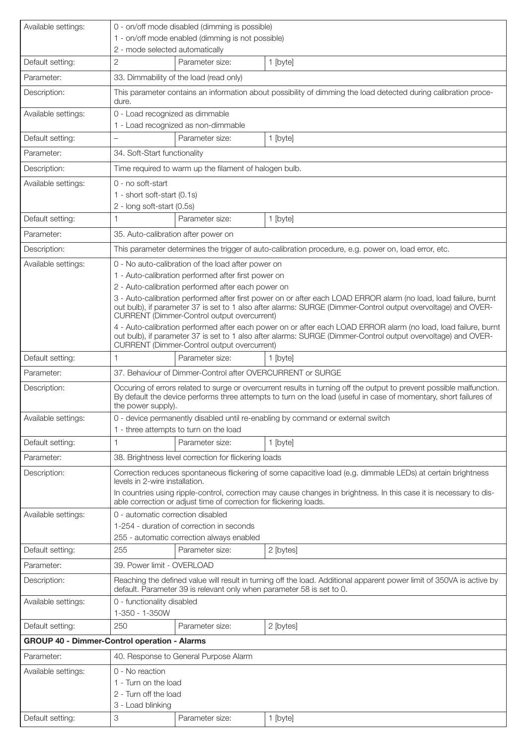| | | | |
|---|---|---|---|
| Available settings: | 0 - on/off mode disabled (dimming is possible)<br>1 - on/off mode enabled (dimming is not possible)<br>2 - mode selected automatically | | |
| Default setting: | 2 | Parameter size: | 1 [byte] |
| Parameter: | 33. Dimmability of the load (read only) | | |
| Description: | This parameter contains an information about possibility of dimming the load detected during calibration procedure. | | |
| Available settings: | 0 - Load recognized as dimmable<br>1 - Load recognized as non-dimmable | | |
| Default setting: | – | Parameter size: | 1 [byte] |
| Parameter: | 34. Soft-Start functionality | | |
| Description: | Time required to warm up the filament of halogen bulb. | | |
| Available settings: | 0 - no soft-start<br>1 - short soft-start (0.1s)<br>2 - long soft-start (0.5s) | | |
| Default setting: | 1 | Parameter size: | 1 [byte] |
| Parameter: | 35. Auto-calibration after power on | | |
| Description: | This parameter determines the trigger of auto-calibration procedure, e.g. power on, load error, etc. | | |
| Available settings: | 0 - No auto-calibration of the load after power on<br>1 - Auto-calibration performed after first power on<br>2 - Auto-calibration performed after each power on<br>3 - Auto-calibration performed after first power on or after each LOAD ERROR alarm (no load, load failure, burnt out bulb), if parameter 37 is set to 1 also after alarms: SURGE (Dimmer-Control output overvoltage) and OVERCURRENT (Dimmer-Control output overcurrent)<br>4 - Auto-calibration performed after each power on or after each LOAD ERROR alarm (no load, load failure, burnt out bulb), if parameter 37 is set to 1 also after alarms: SURGE (Dimmer-Control output overvoltage) and OVERCURRENT (Dimmer-Control output overcurrent) | | |
| Default setting: | 1 | Parameter size: | 1 [byte] |
| Parameter: | 37. Behaviour of Dimmer-Control after OVERCURRENT or SURGE | | |
| Description: | Occuring of errors related to surge or overcurrent results in turning off the output to prevent possible malfunction. By default the device performs three attempts to turn on the load (useful in case of momentary, short failures of the power supply). | | |
| Available settings: | 0 - device permanently disabled until re-enabling by command or external switch<br>1 - three attempts to turn on the load | | |
| Default setting: | 1 | Parameter size: | 1 [byte] |
| Parameter: | 38. Brightness level correction for flickering loads | | |
| Description: | Correction reduces spontaneous flickering of some capacitive load (e.g. dimmable LEDs) at certain brightness levels in 2-wire installation.<br>In countries using ripple-control, correction may cause changes in brightness. In this case it is necessary to disable correction or adjust time of correction for flickering loads. | | |
| Available settings: | 0 - automatic correction disabled<br>1-254 - duration of correction in seconds<br>255 - automatic correction always enabled | | |
| Default setting: | 255 | Parameter size: | 2 [bytes] |
| Parameter: | 39. Power limit - OVERLOAD | | |
| Description: | Reaching the defined value will result in turning off the load. Additional apparent power limit of 350VA is active by default. Parameter 39 is relevant only when parameter 58 is set to 0. | | |
| Available settings: | 0 - functionality disabled<br>1-350 - 1-350W | | |
| Default setting: | 250 | Parameter size: | 2 [bytes] |
| **GROUP 40 - Dimmer-Control operation - Alarms** | | | |
| Parameter: | 40. Response to General Purpose Alarm | | |
| Available settings: | 0 - No reaction<br>1 - Turn on the load<br>2 - Turn off the load<br>3 - Load blinking | | |
| Default setting: | 3 | Parameter size: | 1 [byte] |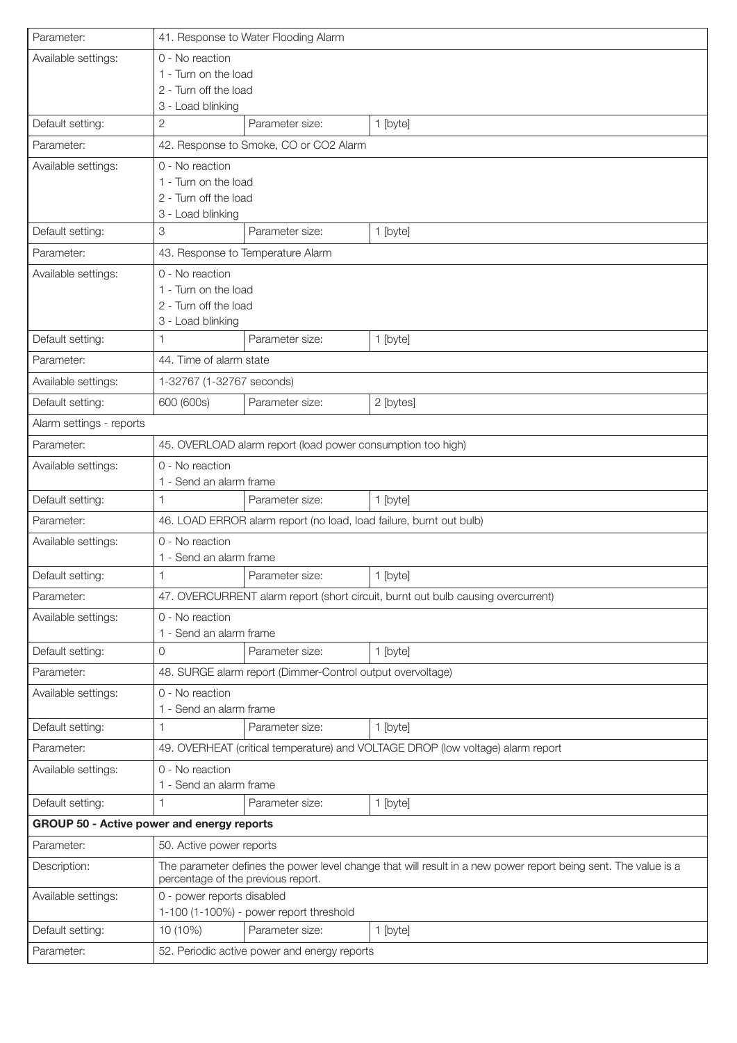| Parameter: | 41. Response to Water Flooding Alarm | | |
|---|---|---|---|
| Available settings: | 0 - No reaction<br>1 - Turn on the load<br>2 - Turn off the load<br>3 - Load blinking | | |
| Default setting: | 2 | Parameter size: | 1 [byte] |
| Parameter: | 42. Response to Smoke, CO or CO2 Alarm | | |
| Available settings: | 0 - No reaction<br>1 - Turn on the load<br>2 - Turn off the load<br>3 - Load blinking | | |
| Default setting: | 3 | Parameter size: | 1 [byte] |
| Parameter: | 43. Response to Temperature Alarm | | |
| Available settings: | 0 - No reaction<br>1 - Turn on the load<br>2 - Turn off the load<br>3 - Load blinking | | |
| Default setting: | 1 | Parameter size: | 1 [byte] |
| Parameter: | 44. Time of alarm state | | |
| Available settings: | 1-32767 (1-32767 seconds) | | |
| Default setting: | 600 (600s) | Parameter size: | 2 [bytes] |
| Alarm settings - reports | | | |
| Parameter: | 45. OVERLOAD alarm report (load power consumption too high) | | |
| Available settings: | 0 - No reaction<br>1 - Send an alarm frame | | |
| Default setting: | 1 | Parameter size: | 1 [byte] |
| Parameter: | 46. LOAD ERROR alarm report (no load, load failure, burnt out bulb) | | |
| Available settings: | 0 - No reaction<br>1 - Send an alarm frame | | |
| Default setting: | 1 | Parameter size: | 1 [byte] |
| Parameter: | 47. OVERCURRENT alarm report (short circuit, burnt out bulb causing overcurrent) | | |
| Available settings: | 0 - No reaction<br>1 - Send an alarm frame | | |
| Default setting: | 0 | Parameter size: | 1 [byte] |
| Parameter: | 48. SURGE alarm report (Dimmer-Control output overvoltage) | | |
| Available settings: | 0 - No reaction<br>1 - Send an alarm frame | | |
| Default setting: | 1 | Parameter size: | 1 [byte] |
| Parameter: | 49. OVERHEAT (critical temperature) and VOLTAGE DROP (low voltage) alarm report | | |
| Available settings: | 0 - No reaction<br>1 - Send an alarm frame | | |
| Default setting: | 1 | Parameter size: | 1 [byte] |
| **GROUP 50 - Active power and energy reports** | | | |
| Parameter: | 50. Active power reports | | |
| Description: | The parameter defines the power level change that will result in a new power report being sent. The value is a percentage of the previous report. | | |
| Available settings: | 0 - power reports disabled<br>1-100 (1-100%) - power report threshold | | |
| Default setting: | 10 (10%) | Parameter size: | 1 [byte] |
| Parameter: | 52. Periodic active power and energy reports | | |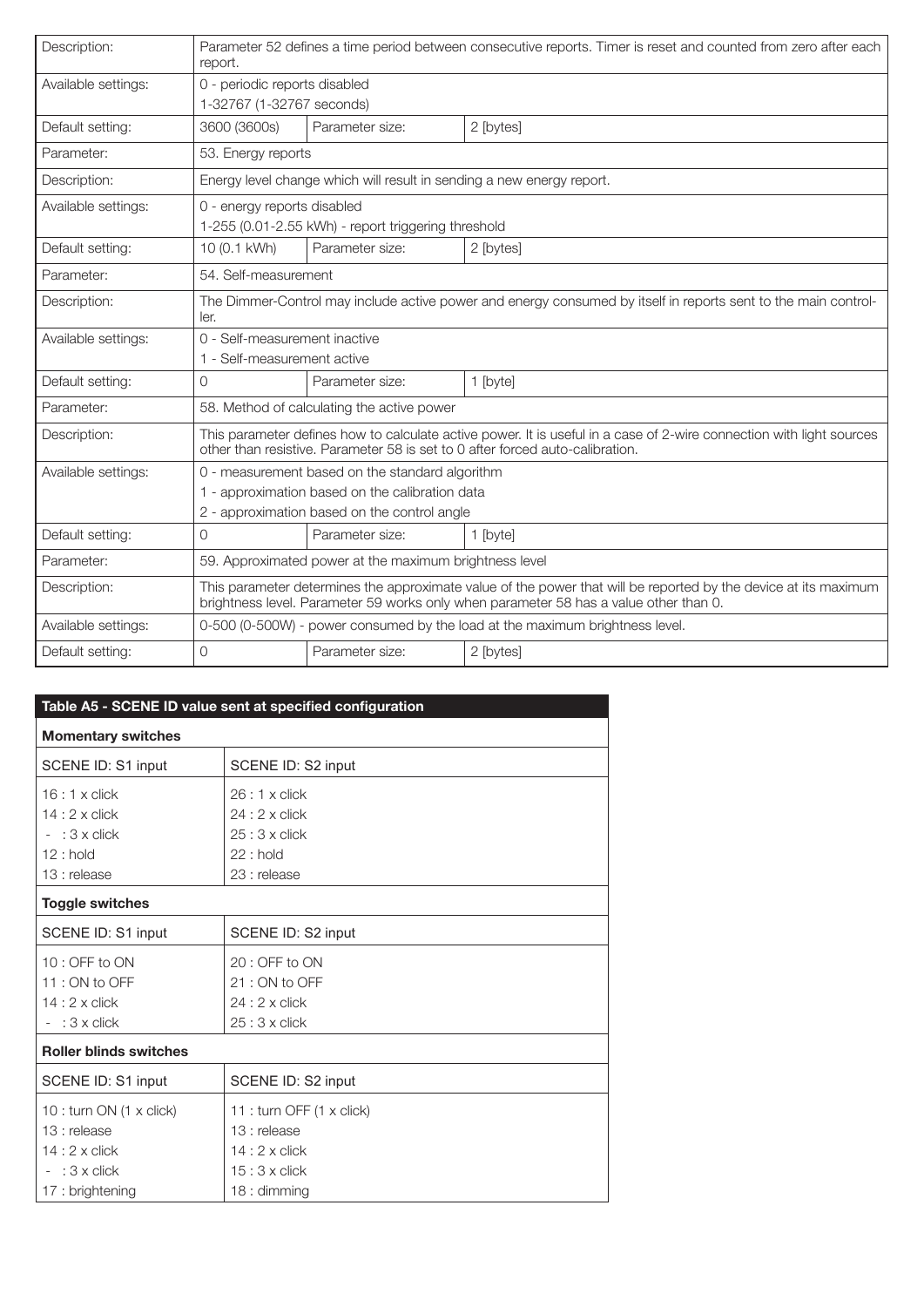| | | | |
|---|---|---|---|
| Description: | Parameter 52 defines a time period between consecutive reports. Timer is reset and counted from zero after each report. | | |
| Available settings: | 0 - periodic reports disabled<br>1-32767 (1-32767 seconds) | | |
| Default setting: | 3600 (3600s) | Parameter size: | 2 [bytes] |
| Parameter: | 53. Energy reports | | |
| Description: | Energy level change which will result in sending a new energy report. | | |
| Available settings: | 0 - energy reports disabled<br>1-255 (0.01-2.55 kWh) - report triggering threshold | | |
| Default setting: | 10 (0.1 kWh) | Parameter size: | 2 [bytes] |
| Parameter: | 54. Self-measurement | | |
| Description: | The Dimmer-Control may include active power and energy consumed by itself in reports sent to the main controller. | | |
| Available settings: | 0 - Self-measurement inactive<br>1 - Self-measurement active | | |
| Default setting: | 0 | Parameter size: | 1 [byte] |
| Parameter: | 58. Method of calculating the active power | | |
| Description: | This parameter defines how to calculate active power. It is useful in a case of 2-wire connection with light sources other than resistive. Parameter 58 is set to 0 after forced auto-calibration. | | |
| Available settings: | 0 - measurement based on the standard algorithm<br>1 - approximation based on the calibration data<br>2 - approximation based on the control angle | | |
| Default setting: | 0 | Parameter size: | 1 [byte] |
| Parameter: | 59. Approximated power at the maximum brightness level | | |
| Description: | This parameter determines the approximate value of the power that will be reported by the device at its maximum brightness level. Parameter 59 works only when parameter 58 has a value other than 0. | | |
| Available settings: | 0-500 (0-500W) - power consumed by the load at the maximum brightness level. | | |
| Default setting: | 0 | Parameter size: | 2 [bytes] |

**Table A5 - SCENE ID value sent at specified configuration**

| SCENE ID: S1 input | SCENE ID: S2 input |
|---|---|
| **Momentary switches** | |
| 16 : 1 x click<br>14 : 2 x click<br>- : 3 x click<br>12 : hold<br>13 : release | 26 : 1 x click<br>24 : 2 x click<br>25 : 3 x click<br>22 : hold<br>23 : release |
| **Toggle switches** | |
| 10 : OFF to ON<br>11 : ON to OFF<br>14 : 2 x click<br>- : 3 x click | 20 : OFF to ON<br>21 : ON to OFF<br>24 : 2 x click<br>25 : 3 x click |
| **Roller blinds switches** | |
| 10 : turn ON (1 x click)<br>13 : release<br>14 : 2 x click<br>- : 3 x click<br>17 : brightening | 11 : turn OFF (1 x click)<br>13 : release<br>14 : 2 x click<br>15 : 3 x click<br>18 : dimming |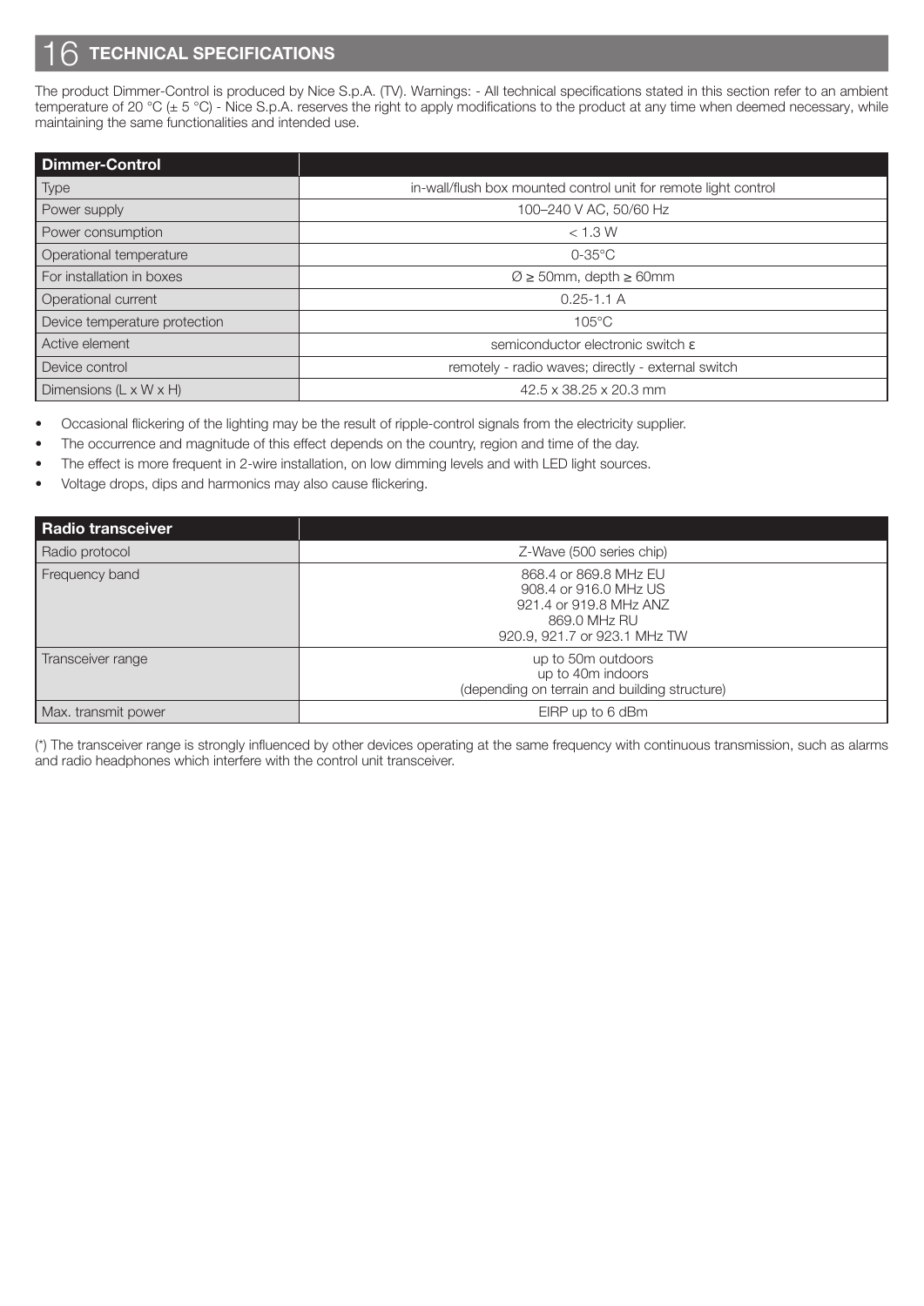# 16 TECHNICAL SPECIFICATIONS

The product Dimmer-Control is produced by Nice S.p.A. (TV). Warnings: - All technical specifications stated in this section refer to an ambient temperature of 20 °C (± 5 °C) - Nice S.p.A. reserves the right to apply modifications to the product at any time when deemed necessary, while maintaining the same functionalities and intended use.

| Dimmer-Control | |
|---|---|
| Type | in-wall/flush box mounted control unit for remote light control |
| Power supply | 100–240 V AC, 50/60 Hz |
| Power consumption | < 1.3 W |
| Operational temperature | 0-35°C |
| For installation in boxes | Ø ≥ 50mm, depth ≥ 60mm |
| Operational current | 0.25-1.1 A |
| Device temperature protection | 105°C |
| Active element | semiconductor electronic switch ε |
| Device control | remotely - radio waves; directly - external switch |
| Dimensions (L x W x H) | 42.5 x 38.25 x 20.3 mm |

- Occasional flickering of the lighting may be the result of ripple-control signals from the electricity supplier.
- The occurrence and magnitude of this effect depends on the country, region and time of the day.
- The effect is more frequent in 2-wire installation, on low dimming levels and with LED light sources.
- Voltage drops, dips and harmonics may also cause flickering.

| Radio transceiver | |
|---|---|
| Radio protocol | Z-Wave (500 series chip) |
| Frequency band | 868.4 or 869.8 MHz EU<br>908.4 or 916.0 MHz US<br>921.4 or 919.8 MHz ANZ<br>869.0 MHz RU<br>920.9, 921.7 or 923.1 MHz TW |
| Transceiver range | up to 50m outdoors<br>up to 40m indoors<br>(depending on terrain and building structure) |
| Max. transmit power | EIRP up to 6 dBm |

(*) The transceiver range is strongly influenced by other devices operating at the same frequency with continuous transmission, such as alarms and radio headphones which interfere with the control unit transceiver.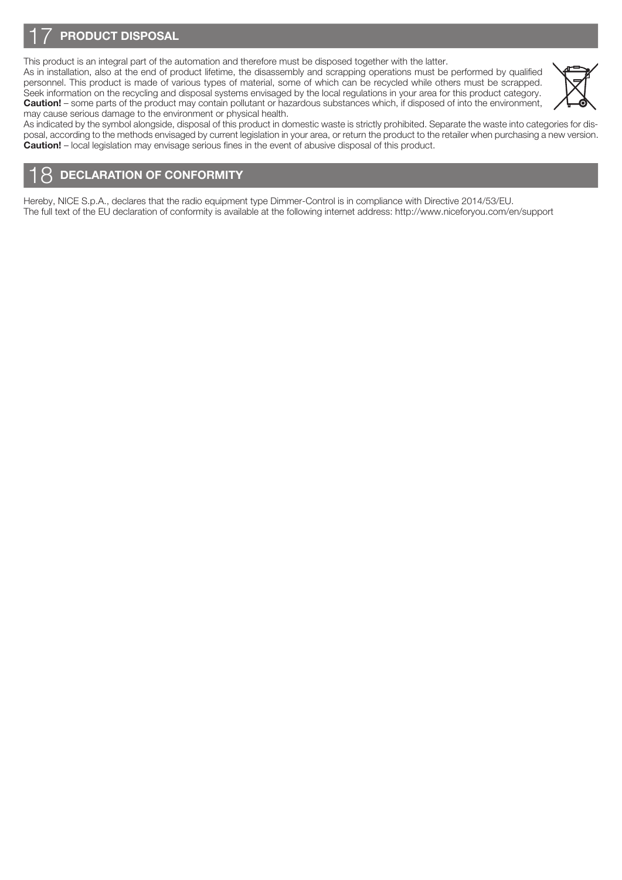## 17 PRODUCT DISPOSAL

This product is an integral part of the automation and therefore must be disposed together with the latter.
As in installation, also at the end of product lifetime, the disassembly and scrapping operations must be performed by qualified personnel. This product is made of various types of material, some of which can be recycled while others must be scrapped. Seek information on the recycling and disposal systems envisaged by the local regulations in your area for this product category.
**Caution!** – some parts of the product may contain pollutant or hazardous substances which, if disposed of into the environment, may cause serious damage to the environment or physical health.
As indicated by the symbol alongside, disposal of this product in domestic waste is strictly prohibited. Separate the waste into categories for disposal, according to the methods envisaged by current legislation in your area, or return the product to the retailer when purchasing a new version.
**Caution!** – local legislation may envisage serious fines in the event of abusive disposal of this product.

## 18 DECLARATION OF CONFORMITY

Hereby, NICE S.p.A., declares that the radio equipment type Dimmer-Control is in compliance with Directive 2014/53/EU.
The full text of the EU declaration of conformity is available at the following internet address: http://www.niceforyou.com/en/support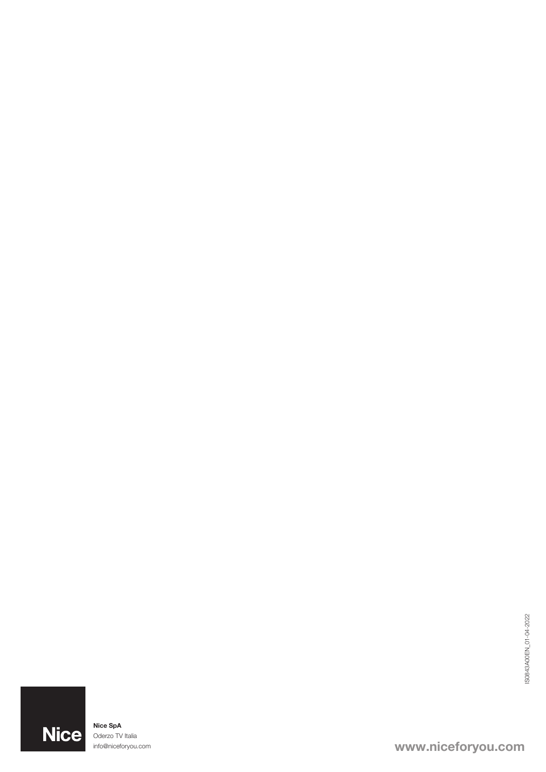IS0843A00EN_01-04-2022

Nice

**Nice SpA**
Oderzo TV Italia
info@niceforyou.com

**www.niceforyou.com**